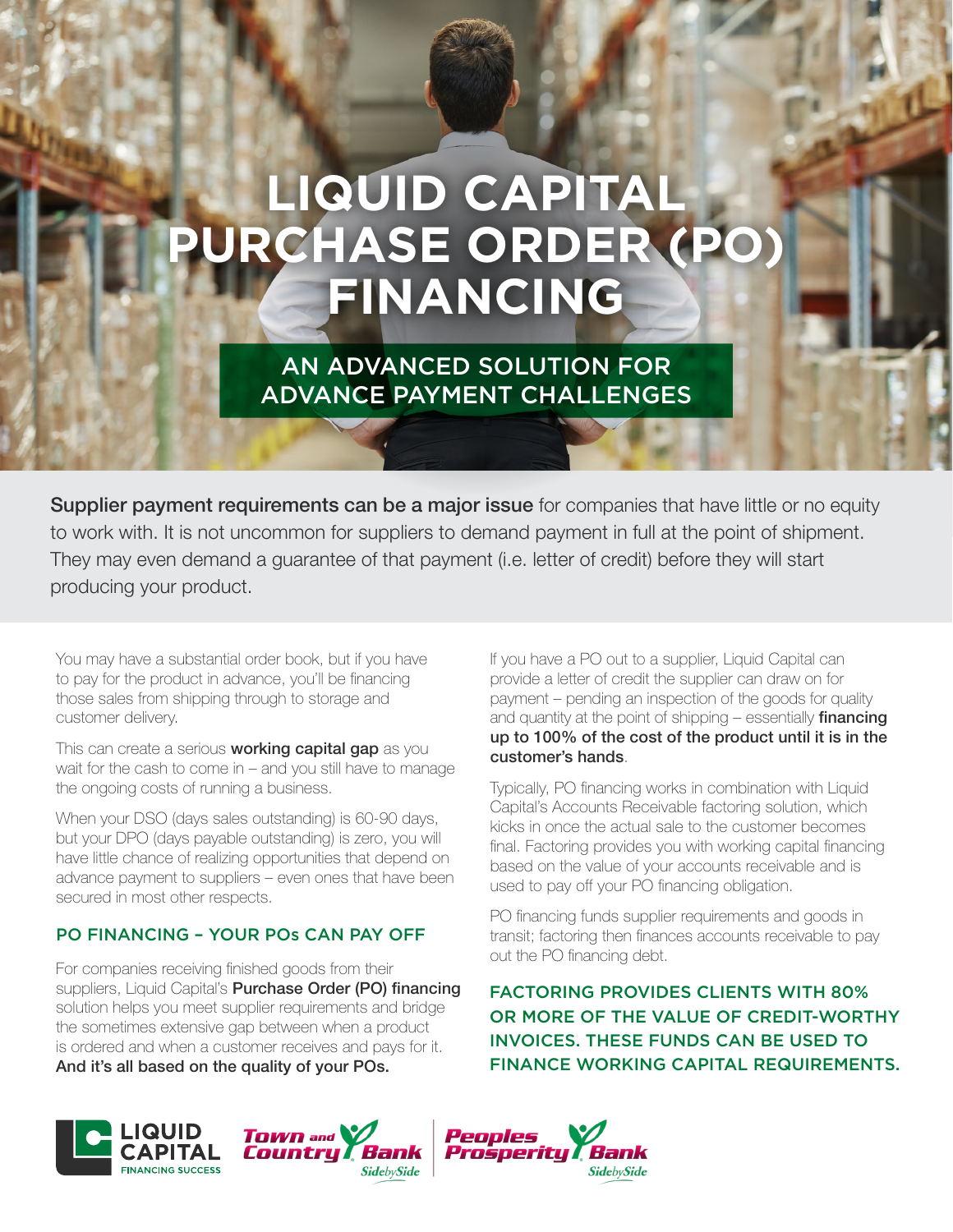# LIQUID CAPITAL PURCHASE ORDER (PO) FINANCING

## AN ADVANCED SOLUTION FOR ADVANCE PAYMENT CHALLENGES

**Supplier payment requirements can be a major issue** for companies that have little or no equity to work with. It is not uncommon for suppliers to demand payment in full at the point of shipment. They may even demand a guarantee of that payment (i.e. letter of credit) before they will start producing your product.

You may have a substantial order book, but if you have to pay for the product in advance, you'll be financing those sales from shipping through to storage and customer delivery.

This can create a serious **working capital gap** as you wait for the cash to come in – and you still have to manage the ongoing costs of running a business.

When your DSO (days sales outstanding) is 60-90 days, but your DPO (days payable outstanding) is zero, you will have little chance of realizing opportunities that depend on advance payment to suppliers – even ones that have been secured in most other respects.

### PO FINANCING – YOUR POs CAN PAY OFF

For companies receiving finished goods from their suppliers, Liquid Capital's **Purchase Order (PO) financing** solution helps you meet supplier requirements and bridge the sometimes extensive gap between when a product is ordered and when a customer receives and pays for it. **And it's all based on the quality of your POs.**

If you have a PO out to a supplier, Liquid Capital can provide a letter of credit the supplier can draw on for payment – pending an inspection of the goods for quality and quantity at the point of shipping – essentially **financing up to 100% of the cost of the product until it is in the customer's hands**.

Typically, PO financing works in combination with Liquid Capital's Accounts Receivable factoring solution, which kicks in once the actual sale to the customer becomes final. Factoring provides you with working capital financing based on the value of your accounts receivable and is used to pay off your PO financing obligation.

PO financing funds supplier requirements and goods in transit; factoring then finances accounts receivable to pay out the PO financing debt.

**FACTORING PROVIDES CLIENTS WITH 80% OR MORE OF THE VALUE OF CREDIT-WORTHY INVOICES. THESE FUNDS CAN BE USED TO FINANCE WORKING CAPITAL REQUIREMENTS.**

LIQUID CAPITAL FINANCING SUCCESS | Town and Country Bank SidebySide | Peoples Prosperity Bank SidebySide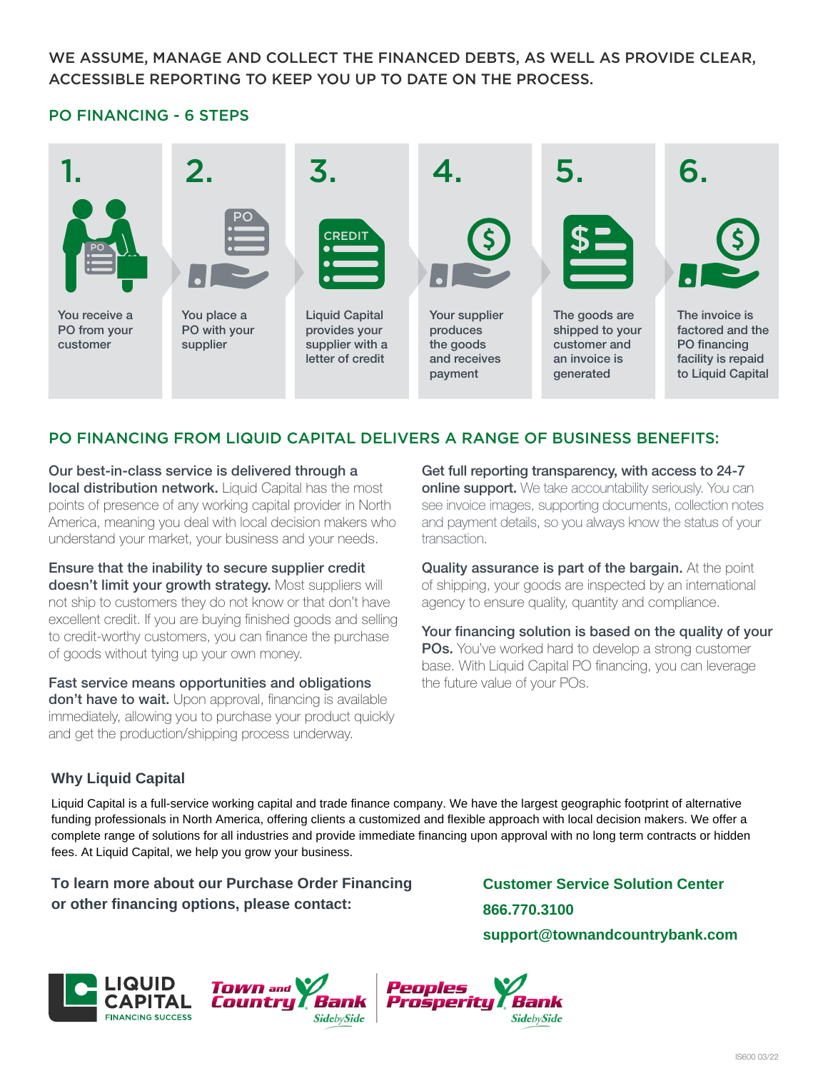WE ASSUME, MANAGE AND COLLECT THE FINANCED DEBTS, AS WELL AS PROVIDE CLEAR, ACCESSIBLE REPORTING TO KEEP YOU UP TO DATE ON THE PROCESS.

## PO FINANCING - 6 STEPS

1. You receive a PO from your customer
2. You place a PO with your supplier
3. Liquid Capital provides your supplier with a letter of credit
4. Your supplier produces the goods and receives payment
5. The goods are shipped to your customer and an invoice is generated
6. The invoice is factored and the PO financing facility is repaid to Liquid Capital

## PO FINANCING FROM LIQUID CAPITAL DELIVERS A RANGE OF BUSINESS BENEFITS:

**Our best-in-class service is delivered through a local distribution network.** Liquid Capital has the most points of presence of any working capital provider in North America, meaning you deal with local decision makers who understand your market, your business and your needs.

**Ensure that the inability to secure supplier credit doesn't limit your growth strategy.** Most suppliers will not ship to customers they do not know or that don't have excellent credit. If you are buying finished goods and selling to credit-worthy customers, you can finance the purchase of goods without tying up your own money.

**Fast service means opportunities and obligations don't have to wait.** Upon approval, financing is available immediately, allowing you to purchase your product quickly and get the production/shipping process underway.

**Get full reporting transparency, with access to 24-7 online support.** We take accountability seriously. You can see invoice images, supporting documents, collection notes and payment details, so you always know the status of your transaction.

**Quality assurance is part of the bargain.** At the point of shipping, your goods are inspected by an international agency to ensure quality, quantity and compliance.

**Your financing solution is based on the quality of your POs.** You've worked hard to develop a strong customer base. With Liquid Capital PO financing, you can leverage the future value of your POs.

### Why Liquid Capital

Liquid Capital is a full-service working capital and trade finance company. We have the largest geographic footprint of alternative funding professionals in North America, offering clients a customized and flexible approach with local decision makers. We offer a complete range of solutions for all industries and provide immediate financing upon approval with no long term contracts or hidden fees. At Liquid Capital, we help you grow your business.

**To learn more about our Purchase Order Financing or other financing options, please contact:**

**Customer Service Solution Center**
**866.770.3100**
**support@townandcountrybank.com**

LIQUID CAPITAL FINANCING SUCCESS | Town and Country Bank SidebySide | Peoples Prosperity Bank SidebySide

IS600 03/22